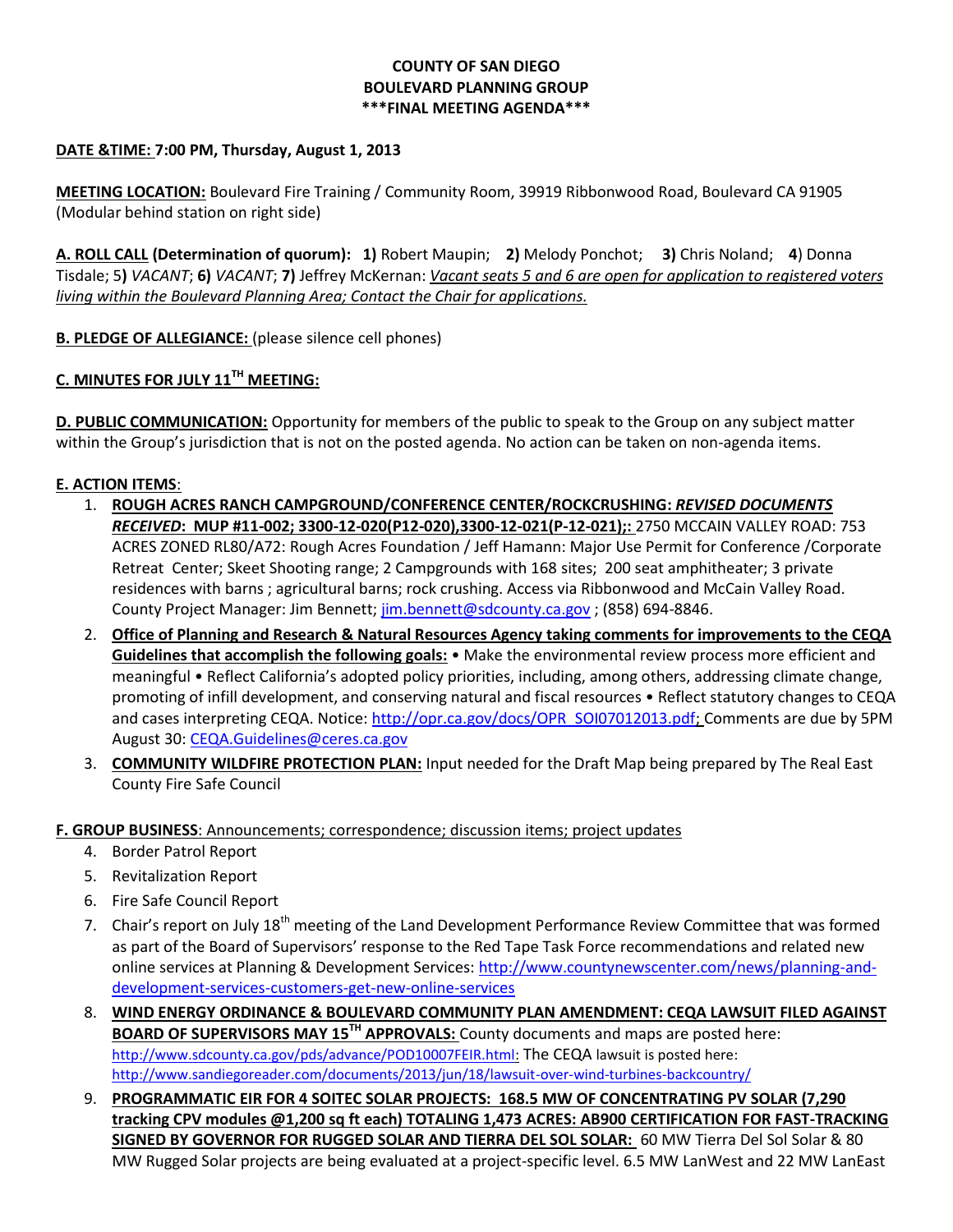**COUNTY OF SAN DIEGO**
**BOULEVARD PLANNING GROUP**
**\*\*\*FINAL MEETING AGENDA\*\*\***

**DATE &TIME: 7:00 PM, Thursday, August 1, 2013**

**MEETING LOCATION:** Boulevard Fire Training / Community Room, 39919 Ribbonwood Road, Boulevard CA 91905 (Modular behind station on right side)

**A. ROLL CALL (Determination of quorum): 1)** Robert Maupin; **2)** Melody Ponchot; **3)** Chris Noland; **4**) Donna Tisdale; 5**)** *VACANT*; **6)** *VACANT*; **7)** Jeffrey McKernan: *Vacant seats 5 and 6 are open for application to registered voters living within the Boulevard Planning Area; Contact the Chair for applications.*

**B. PLEDGE OF ALLEGIANCE:** (please silence cell phones)

**C. MINUTES FOR JULY 11TH MEETING:**

**D. PUBLIC COMMUNICATION:** Opportunity for members of the public to speak to the Group on any subject matter within the Group's jurisdiction that is not on the posted agenda. No action can be taken on non-agenda items.

**E. ACTION ITEMS**:

1. **ROUGH ACRES RANCH CAMPGROUND/CONFERENCE CENTER/ROCKCRUSHING: *REVISED DOCUMENTS RECEIVED*: MUP #11-002; 3300-12-020(P12-020),3300-12-021(P-12-021);:** 2750 MCCAIN VALLEY ROAD: 753 ACRES ZONED RL80/A72: Rough Acres Foundation / Jeff Hamann: Major Use Permit for Conference /Corporate Retreat Center; Skeet Shooting range; 2 Campgrounds with 168 sites; 200 seat amphitheater; 3 private residences with barns ; agricultural barns; rock crushing. Access via Ribbonwood and McCain Valley Road. County Project Manager: Jim Bennett; jim.bennett@sdcounty.ca.gov ; (858) 694-8846.
2. **Office of Planning and Research & Natural Resources Agency taking comments for improvements to the CEQA Guidelines that accomplish the following goals:** • Make the environmental review process more efficient and meaningful • Reflect California's adopted policy priorities, including, among others, addressing climate change, promoting of infill development, and conserving natural and fiscal resources • Reflect statutory changes to CEQA and cases interpreting CEQA. Notice: http://opr.ca.gov/docs/OPR_SOI07012013.pdf; Comments are due by 5PM August 30: CEQA.Guidelines@ceres.ca.gov
3. **COMMUNITY WILDFIRE PROTECTION PLAN:** Input needed for the Draft Map being prepared by The Real East County Fire Safe Council

**F. GROUP BUSINESS**: Announcements; correspondence; discussion items; project updates

4. Border Patrol Report
5. Revitalization Report
6. Fire Safe Council Report
7. Chair's report on July 18th meeting of the Land Development Performance Review Committee that was formed as part of the Board of Supervisors' response to the Red Tape Task Force recommendations and related new online services at Planning & Development Services: http://www.countynewscenter.com/news/planning-and-development-services-customers-get-new-online-services
8. **WIND ENERGY ORDINANCE & BOULEVARD COMMUNITY PLAN AMENDMENT: CEQA LAWSUIT FILED AGAINST BOARD OF SUPERVISORS MAY 15TH APPROVALS:** County documents and maps are posted here: http://www.sdcounty.ca.gov/pds/advance/POD10007FEIR.html: The CEQA lawsuit is posted here: http://www.sandiegoreader.com/documents/2013/jun/18/lawsuit-over-wind-turbines-backcountry/
9. **PROGRAMMATIC EIR FOR 4 SOITEC SOLAR PROJECTS: 168.5 MW OF CONCENTRATING PV SOLAR (7,290 tracking CPV modules @1,200 sq ft each) TOTALING 1,473 ACRES: AB900 CERTIFICATION FOR FAST-TRACKING SIGNED BY GOVERNOR FOR RUGGED SOLAR AND TIERRA DEL SOL SOLAR:** 60 MW Tierra Del Sol Solar & 80 MW Rugged Solar projects are being evaluated at a project-specific level. 6.5 MW LanWest and 22 MW LanEast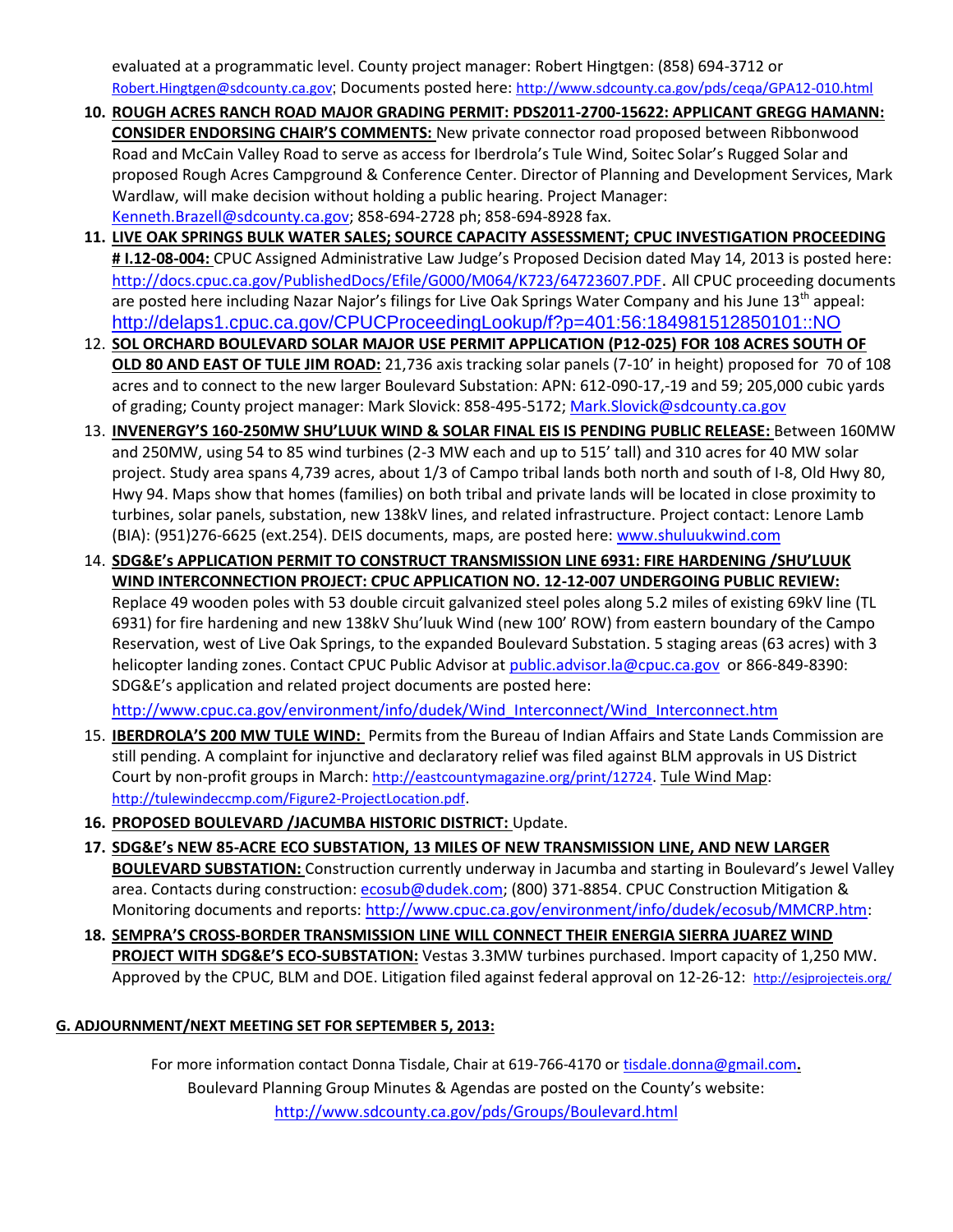evaluated at a programmatic level. County project manager: Robert Hingtgen: (858) 694-3712 or Robert.Hingtgen@sdcounty.ca.gov; Documents posted here: http://www.sdcounty.ca.gov/pds/ceqa/GPA12-010.html

10. **ROUGH ACRES RANCH ROAD MAJOR GRADING PERMIT: PDS2011-2700-15622: APPLICANT GREGG HAMANN: CONSIDER ENDORSING CHAIR'S COMMENTS:** New private connector road proposed between Ribbonwood Road and McCain Valley Road to serve as access for Iberdrola's Tule Wind, Soitec Solar's Rugged Solar and proposed Rough Acres Campground & Conference Center. Director of Planning and Development Services, Mark Wardlaw, will make decision without holding a public hearing. Project Manager: Kenneth.Brazell@sdcounty.ca.gov; 858-694-2728 ph; 858-694-8928 fax.
11. **LIVE OAK SPRINGS BULK WATER SALES; SOURCE CAPACITY ASSESSMENT; CPUC INVESTIGATION PROCEEDING # I.12-08-004:** CPUC Assigned Administrative Law Judge's Proposed Decision dated May 14, 2013 is posted here: http://docs.cpuc.ca.gov/PublishedDocs/Efile/G000/M064/K723/64723607.PDF. All CPUC proceeding documents are posted here including Nazar Najor's filings for Live Oak Springs Water Company and his June 13th appeal: http://delaps1.cpuc.ca.gov/CPUCProceedingLookup/f?p=401:56:184981512850101::NO
12. **SOL ORCHARD BOULEVARD SOLAR MAJOR USE PERMIT APPLICATION (P12-025) FOR 108 ACRES SOUTH OF OLD 80 AND EAST OF TULE JIM ROAD:** 21,736 axis tracking solar panels (7-10' in height) proposed for 70 of 108 acres and to connect to the new larger Boulevard Substation: APN: 612-090-17,-19 and 59; 205,000 cubic yards of grading; County project manager: Mark Slovick: 858-495-5172; Mark.Slovick@sdcounty.ca.gov
13. **INVENERGY'S 160-250MW SHU'LUUK WIND & SOLAR FINAL EIS IS PENDING PUBLIC RELEASE:** Between 160MW and 250MW, using 54 to 85 wind turbines (2-3 MW each and up to 515' tall) and 310 acres for 40 MW solar project. Study area spans 4,739 acres, about 1/3 of Campo tribal lands both north and south of I-8, Old Hwy 80, Hwy 94. Maps show that homes (families) on both tribal and private lands will be located in close proximity to turbines, solar panels, substation, new 138kV lines, and related infrastructure. Project contact: Lenore Lamb (BIA): (951)276-6625 (ext.254). DEIS documents, maps, are posted here: www.shuluukwind.com
14. **SDG&E's APPLICATION PERMIT TO CONSTRUCT TRANSMISSION LINE 6931: FIRE HARDENING /SHU'LUUK WIND INTERCONNECTION PROJECT: CPUC APPLICATION NO. 12-12-007 UNDERGOING PUBLIC REVIEW:** Replace 49 wooden poles with 53 double circuit galvanized steel poles along 5.2 miles of existing 69kV line (TL 6931) for fire hardening and new 138kV Shu'luuk Wind (new 100' ROW) from eastern boundary of the Campo Reservation, west of Live Oak Springs, to the expanded Boulevard Substation. 5 staging areas (63 acres) with 3 helicopter landing zones. Contact CPUC Public Advisor at public.advisor.la@cpuc.ca.gov or 866-849-8390: SDG&E's application and related project documents are posted here:

    http://www.cpuc.ca.gov/environment/info/dudek/Wind_Interconnect/Wind_Interconnect.htm
15. **IBERDROLA'S 200 MW TULE WIND:** Permits from the Bureau of Indian Affairs and State Lands Commission are still pending. A complaint for injunctive and declaratory relief was filed against BLM approvals in US District Court by non-profit groups in March: http://eastcountymagazine.org/print/12724. Tule Wind Map: http://tulewindeccmp.com/Figure2-ProjectLocation.pdf.
16. **PROPOSED BOULEVARD /JACUMBA HISTORIC DISTRICT:** Update.
17. **SDG&E's NEW 85-ACRE ECO SUBSTATION, 13 MILES OF NEW TRANSMISSION LINE, AND NEW LARGER BOULEVARD SUBSTATION:** Construction currently underway in Jacumba and starting in Boulevard's Jewel Valley area. Contacts during construction: ecosub@dudek.com; (800) 371-8854. CPUC Construction Mitigation & Monitoring documents and reports: http://www.cpuc.ca.gov/environment/info/dudek/ecosub/MMCRP.htm:
18. **SEMPRA'S CROSS-BORDER TRANSMISSION LINE WILL CONNECT THEIR ENERGIA SIERRA JUAREZ WIND PROJECT WITH SDG&E'S ECO-SUBSTATION:** Vestas 3.3MW turbines purchased. Import capacity of 1,250 MW. Approved by the CPUC, BLM and DOE. Litigation filed against federal approval on 12-26-12: http://esjprojecteis.org/

**G. ADJOURNMENT/NEXT MEETING SET FOR SEPTEMBER 5, 2013:**

For more information contact Donna Tisdale, Chair at 619-766-4170 or tisdale.donna@gmail.com.
Boulevard Planning Group Minutes & Agendas are posted on the County's website:
http://www.sdcounty.ca.gov/pds/Groups/Boulevard.html